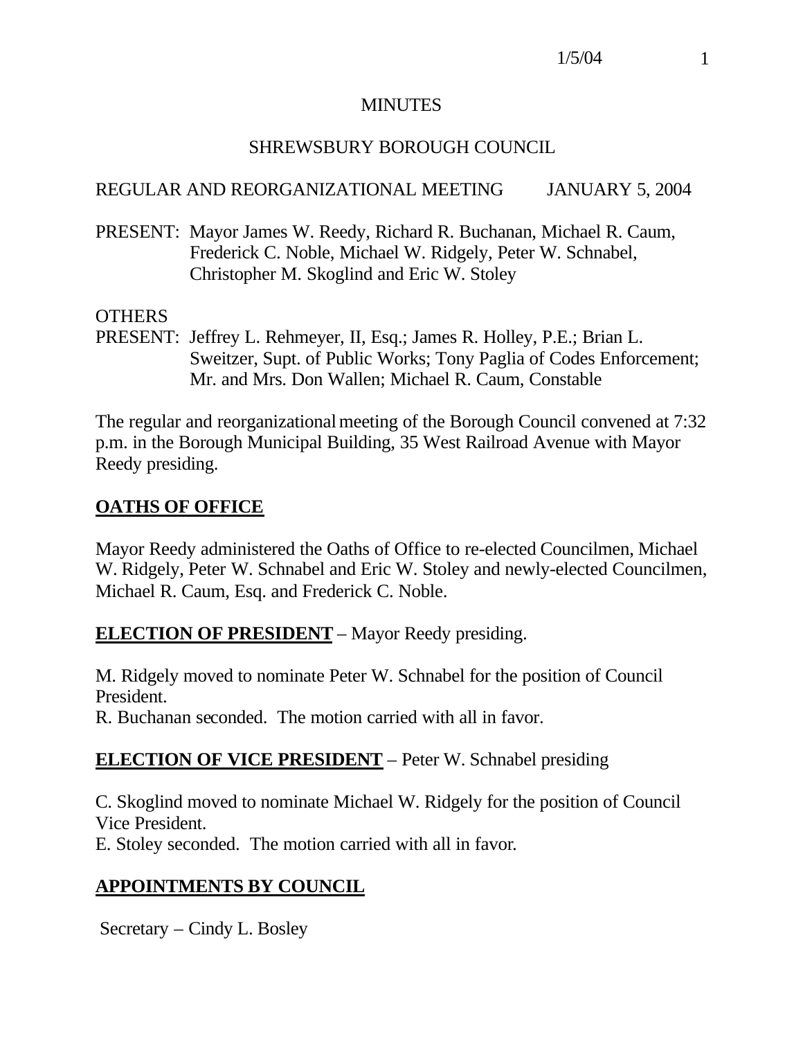# MINUTES

## SHREWSBURY BOROUGH COUNCIL

REGULAR AND REORGANIZATIONAL MEETING JANUARY 5, 2004

PRESENT: Mayor James W. Reedy, Richard R. Buchanan, Michael R. Caum, Frederick C. Noble, Michael W. Ridgely, Peter W. Schnabel, Christopher M. Skoglind and Eric W. Stoley

OTHERS PRESENT: Jeffrey L. Rehmeyer, II, Esq.; James R. Holley, P.E.; Brian L. Sweitzer, Supt. of Public Works; Tony Paglia of Codes Enforcement; Mr. and Mrs. Don Wallen; Michael R. Caum, Constable

The regular and reorganizational meeting of the Borough Council convened at 7:32 p.m. in the Borough Municipal Building, 35 West Railroad Avenue with Mayor Reedy presiding.

**OATHS OF OFFICE**

Mayor Reedy administered the Oaths of Office to re-elected Councilmen, Michael W. Ridgely, Peter W. Schnabel and Eric W. Stoley and newly-elected Councilmen, Michael R. Caum, Esq. and Frederick C. Noble.

**ELECTION OF PRESIDENT** – Mayor Reedy presiding.

M. Ridgely moved to nominate Peter W. Schnabel for the position of Council President.
R. Buchanan seconded. The motion carried with all in favor.

**ELECTION OF VICE PRESIDENT** – Peter W. Schnabel presiding

C. Skoglind moved to nominate Michael W. Ridgely for the position of Council Vice President.
E. Stoley seconded. The motion carried with all in favor.

**APPOINTMENTS BY COUNCIL**

Secretary – Cindy L. Bosley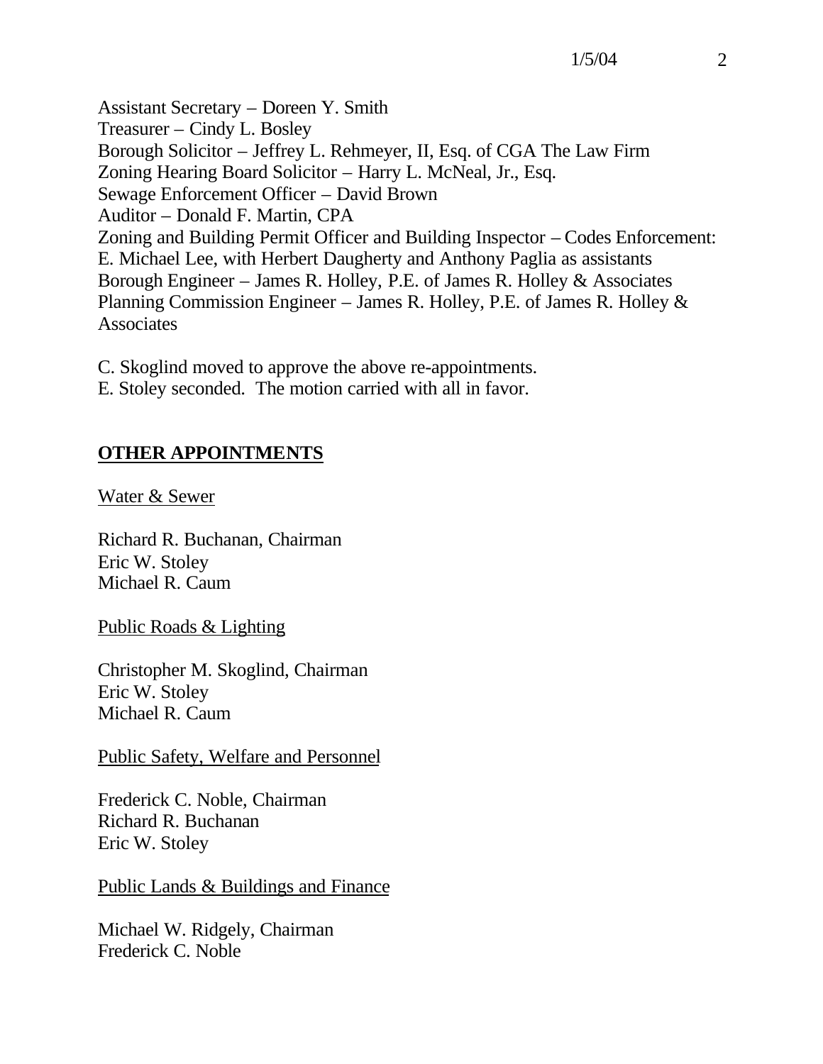Assistant Secretary – Doreen Y. Smith
Treasurer – Cindy L. Bosley
Borough Solicitor – Jeffrey L. Rehmeyer, II, Esq. of CGA The Law Firm
Zoning Hearing Board Solicitor – Harry L. McNeal, Jr., Esq.
Sewage Enforcement Officer – David Brown
Auditor – Donald F. Martin, CPA
Zoning and Building Permit Officer and Building Inspector – Codes Enforcement: E. Michael Lee, with Herbert Daugherty and Anthony Paglia as assistants
Borough Engineer – James R. Holley, P.E. of James R. Holley & Associates
Planning Commission Engineer – James R. Holley, P.E. of James R. Holley & Associates

C. Skoglind moved to approve the above re-appointments.
E. Stoley seconded. The motion carried with all in favor.

## **OTHER APPOINTMENTS**

Water & Sewer

Richard R. Buchanan, Chairman
Eric W. Stoley
Michael R. Caum

Public Roads & Lighting

Christopher M. Skoglind, Chairman
Eric W. Stoley
Michael R. Caum

Public Safety, Welfare and Personnel

Frederick C. Noble, Chairman
Richard R. Buchanan
Eric W. Stoley

Public Lands & Buildings and Finance

Michael W. Ridgely, Chairman
Frederick C. Noble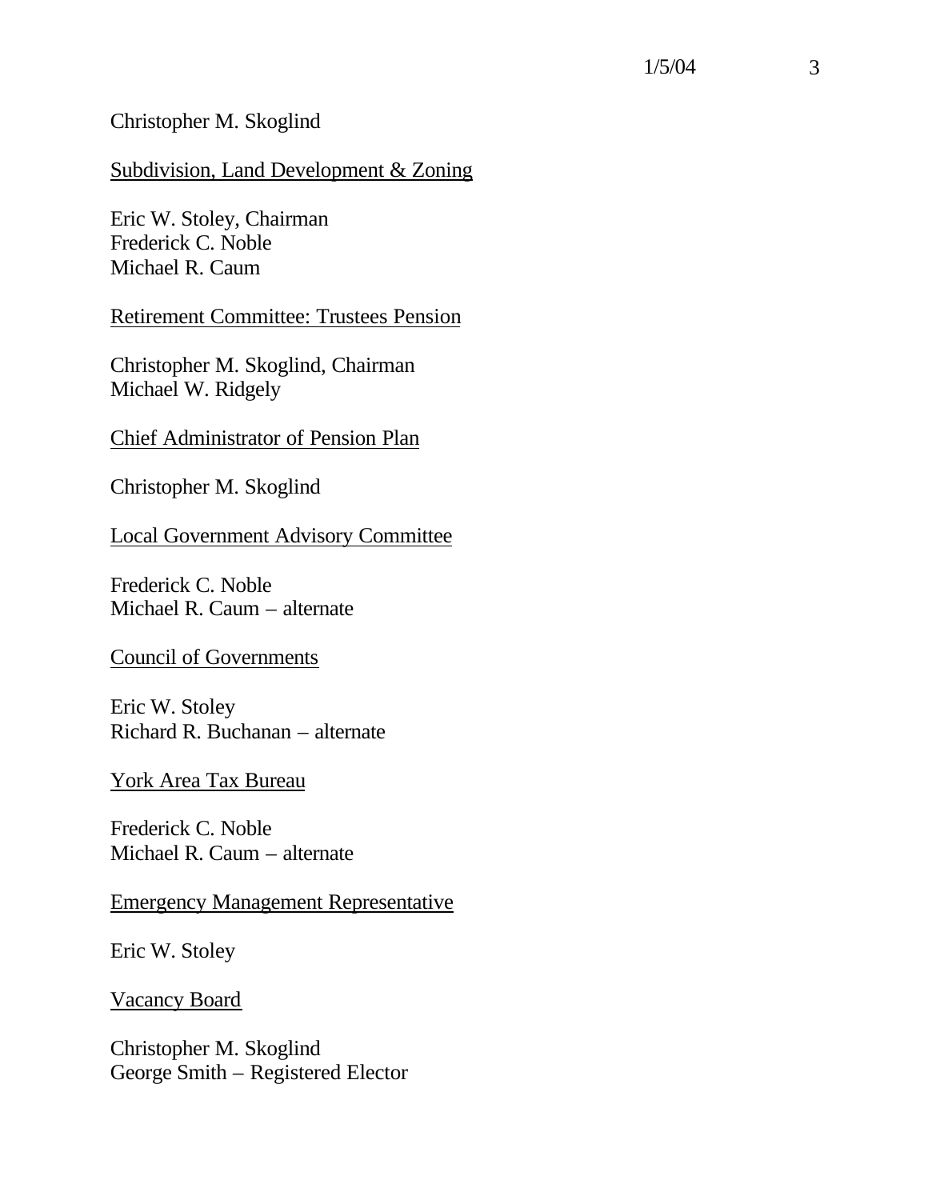Christopher M. Skoglind

Subdivision, Land Development & Zoning

Eric W. Stoley, Chairman
Frederick C. Noble
Michael R. Caum

Retirement Committee: Trustees Pension

Christopher M. Skoglind, Chairman
Michael W. Ridgely

Chief Administrator of Pension Plan

Christopher M. Skoglind

Local Government Advisory Committee

Frederick C. Noble
Michael R. Caum – alternate

Council of Governments

Eric W. Stoley
Richard R. Buchanan – alternate

York Area Tax Bureau

Frederick C. Noble
Michael R. Caum – alternate

Emergency Management Representative

Eric W. Stoley

Vacancy Board

Christopher M. Skoglind
George Smith – Registered Elector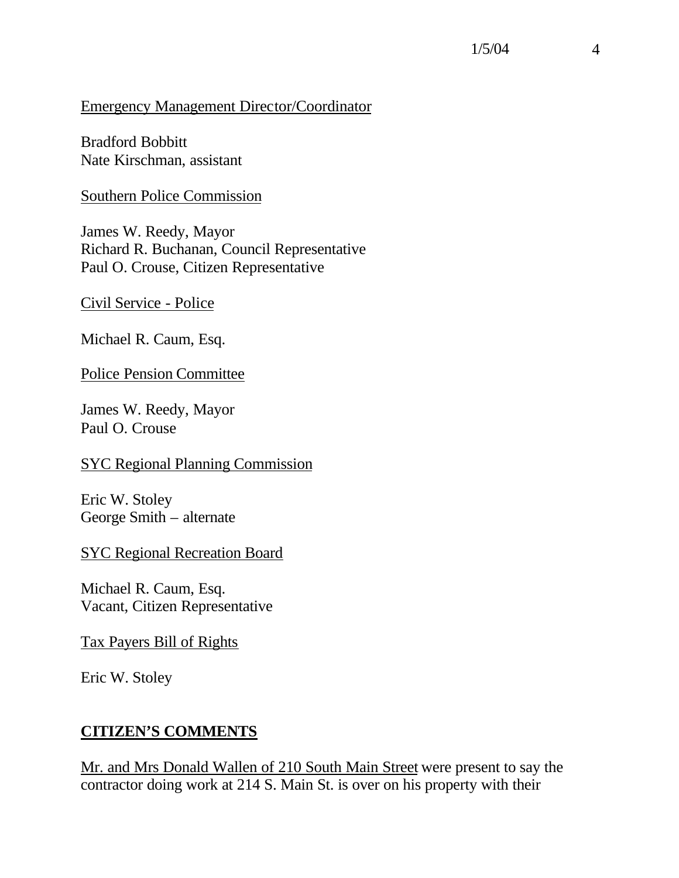Emergency Management Director/Coordinator

Bradford Bobbitt
Nate Kirschman, assistant

Southern Police Commission

James W. Reedy, Mayor
Richard R. Buchanan, Council Representative
Paul O. Crouse, Citizen Representative

Civil Service - Police

Michael R. Caum, Esq.

Police Pension Committee

James W. Reedy, Mayor
Paul O. Crouse

SYC Regional Planning Commission

Eric W. Stoley
George Smith – alternate

SYC Regional Recreation Board

Michael R. Caum, Esq.
Vacant, Citizen Representative

Tax Payers Bill of Rights

Eric W. Stoley

## CITIZEN'S COMMENTS

Mr. and Mrs Donald Wallen of 210 South Main Street were present to say the contractor doing work at 214 S. Main St. is over on his property with their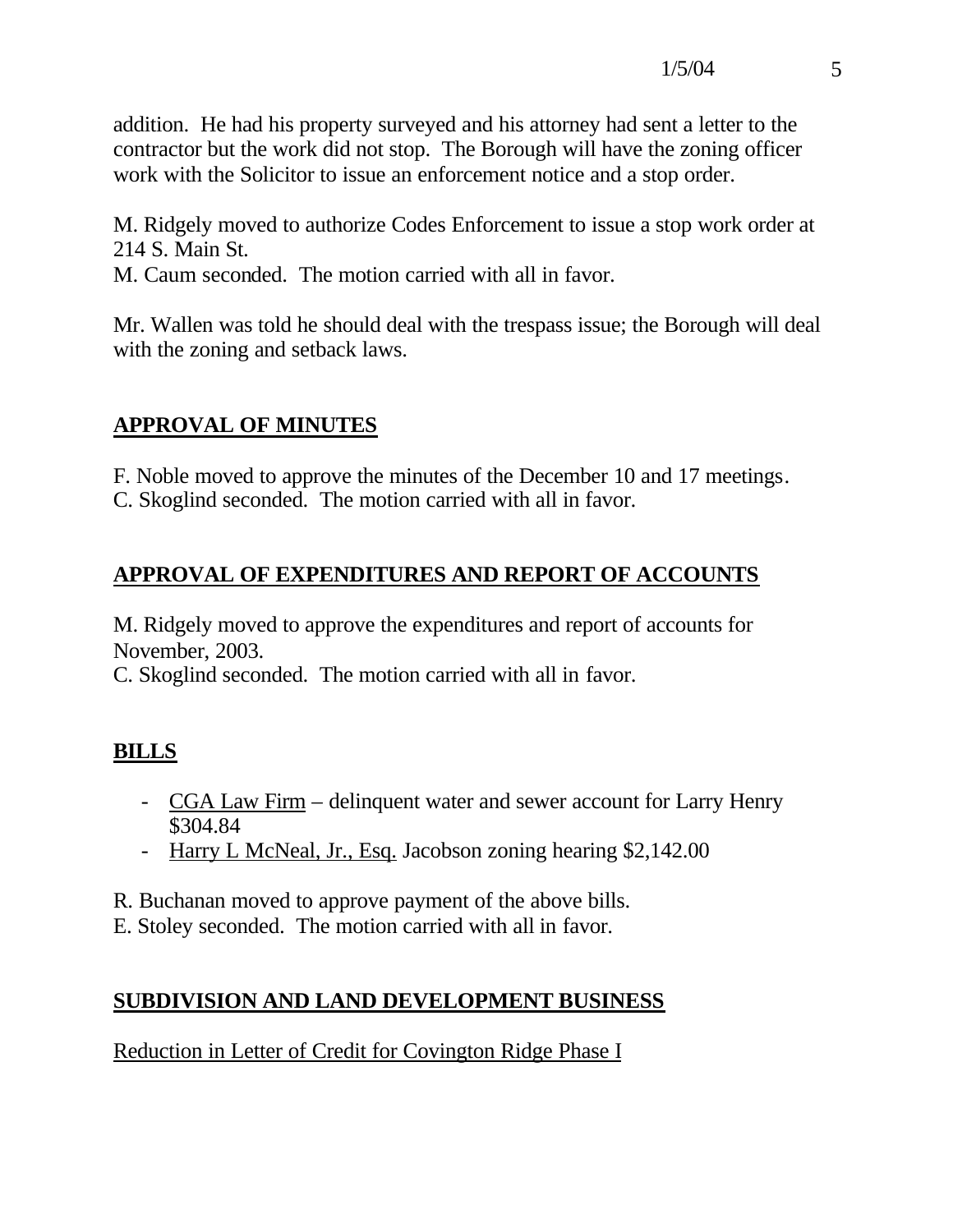addition. He had his property surveyed and his attorney had sent a letter to the contractor but the work did not stop. The Borough will have the zoning officer work with the Solicitor to issue an enforcement notice and a stop order.

M. Ridgely moved to authorize Codes Enforcement to issue a stop work order at 214 S. Main St.
M. Caum seconded. The motion carried with all in favor.

Mr. Wallen was told he should deal with the trespass issue; the Borough will deal with the zoning and setback laws.

## APPROVAL OF MINUTES

F. Noble moved to approve the minutes of the December 10 and 17 meetings.
C. Skoglind seconded. The motion carried with all in favor.

## APPROVAL OF EXPENDITURES AND REPORT OF ACCOUNTS

M. Ridgely moved to approve the expenditures and report of accounts for November, 2003.
C. Skoglind seconded. The motion carried with all in favor.

## BILLS

- CGA Law Firm – delinquent water and sewer account for Larry Henry $304.84
- Harry L McNeal, Jr., Esq. Jacobson zoning hearing $2,142.00

R. Buchanan moved to approve payment of the above bills.
E. Stoley seconded. The motion carried with all in favor.

## SUBDIVISION AND LAND DEVELOPMENT BUSINESS

Reduction in Letter of Credit for Covington Ridge Phase I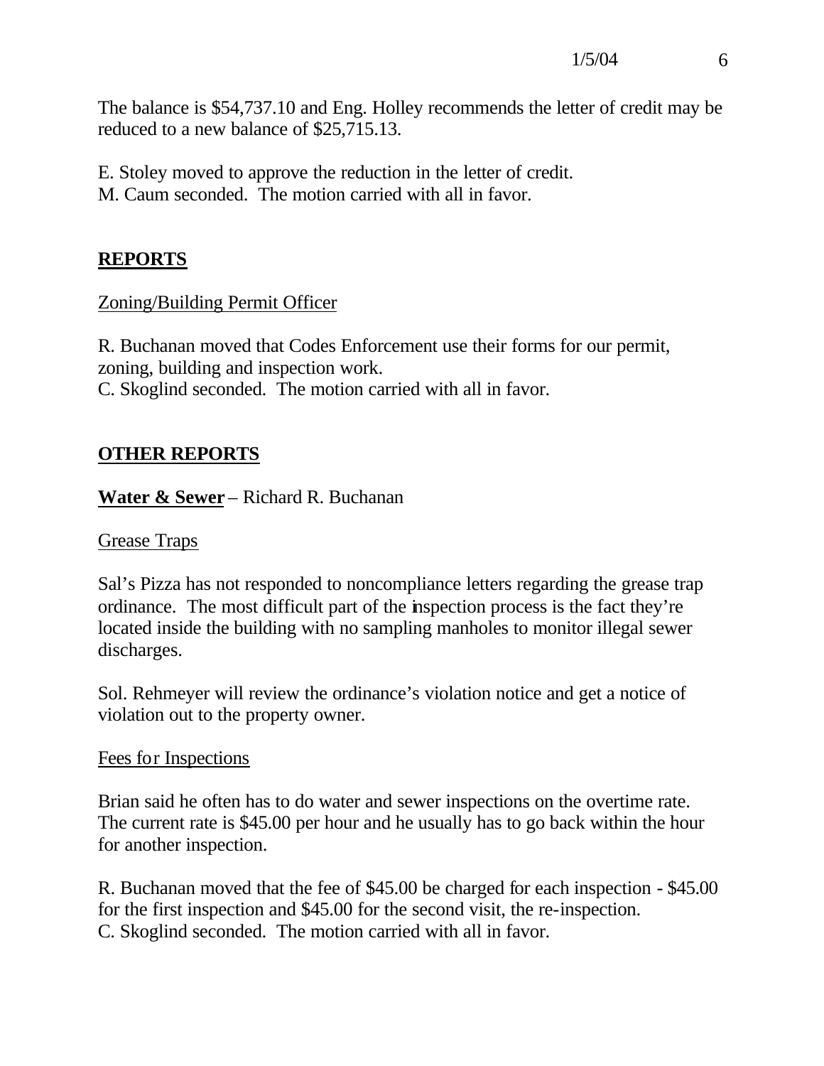The balance is $54,737.10 and Eng. Holley recommends the letter of credit may be reduced to a new balance of $25,715.13.

E. Stoley moved to approve the reduction in the letter of credit.
M. Caum seconded. The motion carried with all in favor.

## REPORTS

Zoning/Building Permit Officer

R. Buchanan moved that Codes Enforcement use their forms for our permit, zoning, building and inspection work.
C. Skoglind seconded. The motion carried with all in favor.

## OTHER REPORTS

**Water & Sewer** – Richard R. Buchanan

Grease Traps

Sal's Pizza has not responded to noncompliance letters regarding the grease trap ordinance. The most difficult part of the inspection process is the fact they're located inside the building with no sampling manholes to monitor illegal sewer discharges.

Sol. Rehmeyer will review the ordinance's violation notice and get a notice of violation out to the property owner.

Fees for Inspections

Brian said he often has to do water and sewer inspections on the overtime rate. The current rate is $45.00 per hour and he usually has to go back within the hour for another inspection.

R. Buchanan moved that the fee of $45.00 be charged for each inspection - $45.00 for the first inspection and $45.00 for the second visit, the re-inspection.
C. Skoglind seconded. The motion carried with all in favor.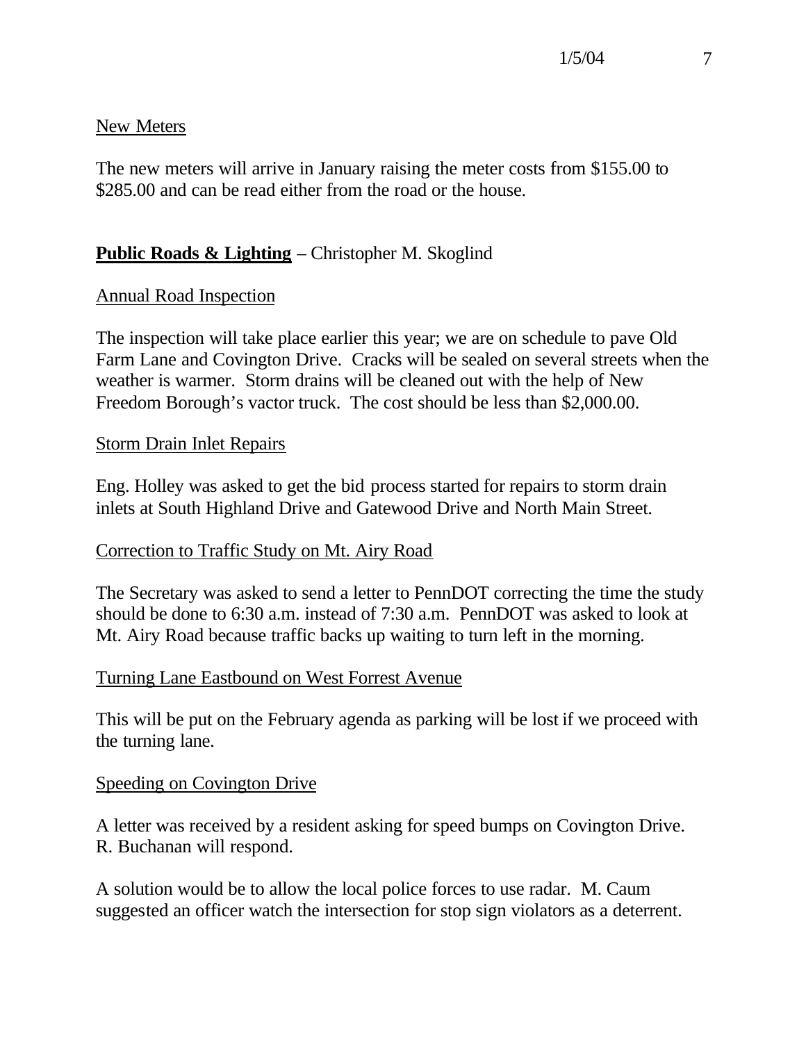New Meters

The new meters will arrive in January raising the meter costs from $155.00 to $285.00 and can be read either from the road or the house.

**Public Roads & Lighting** – Christopher M. Skoglind

Annual Road Inspection

The inspection will take place earlier this year; we are on schedule to pave Old Farm Lane and Covington Drive. Cracks will be sealed on several streets when the weather is warmer. Storm drains will be cleaned out with the help of New Freedom Borough's vactor truck. The cost should be less than $2,000.00.

Storm Drain Inlet Repairs

Eng. Holley was asked to get the bid process started for repairs to storm drain inlets at South Highland Drive and Gatewood Drive and North Main Street.

Correction to Traffic Study on Mt. Airy Road

The Secretary was asked to send a letter to PennDOT correcting the time the study should be done to 6:30 a.m. instead of 7:30 a.m. PennDOT was asked to look at Mt. Airy Road because traffic backs up waiting to turn left in the morning.

Turning Lane Eastbound on West Forrest Avenue

This will be put on the February agenda as parking will be lost if we proceed with the turning lane.

Speeding on Covington Drive

A letter was received by a resident asking for speed bumps on Covington Drive. R. Buchanan will respond.

A solution would be to allow the local police forces to use radar. M. Caum suggested an officer watch the intersection for stop sign violators as a deterrent.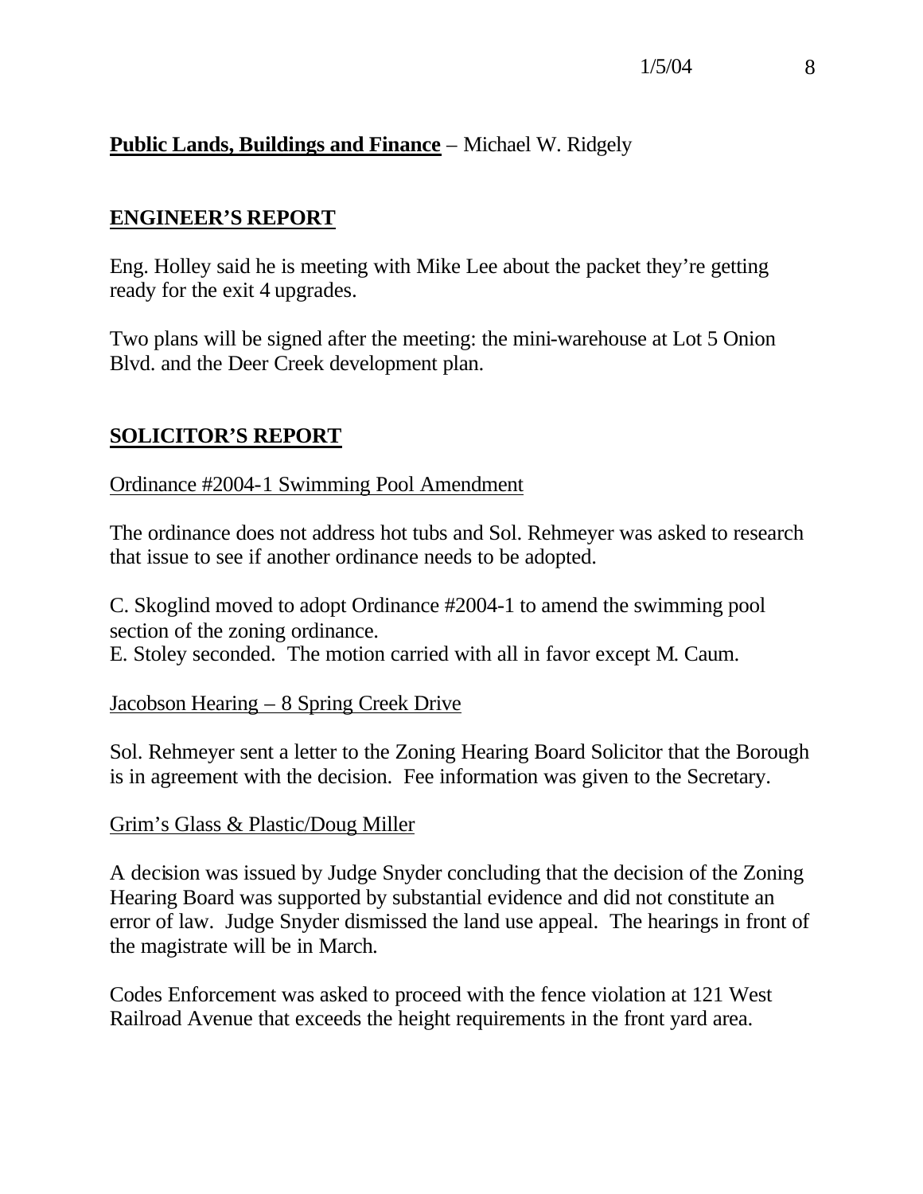**Public Lands, Buildings and Finance** – Michael W. Ridgely

## ENGINEER'S REPORT

Eng. Holley said he is meeting with Mike Lee about the packet they're getting ready for the exit 4 upgrades.

Two plans will be signed after the meeting: the mini-warehouse at Lot 5 Onion Blvd. and the Deer Creek development plan.

## SOLICITOR'S REPORT

Ordinance #2004-1 Swimming Pool Amendment

The ordinance does not address hot tubs and Sol. Rehmeyer was asked to research that issue to see if another ordinance needs to be adopted.

C. Skoglind moved to adopt Ordinance #2004-1 to amend the swimming pool section of the zoning ordinance.
E. Stoley seconded. The motion carried with all in favor except M. Caum.

Jacobson Hearing – 8 Spring Creek Drive

Sol. Rehmeyer sent a letter to the Zoning Hearing Board Solicitor that the Borough is in agreement with the decision. Fee information was given to the Secretary.

Grim's Glass & Plastic/Doug Miller

A decision was issued by Judge Snyder concluding that the decision of the Zoning Hearing Board was supported by substantial evidence and did not constitute an error of law. Judge Snyder dismissed the land use appeal. The hearings in front of the magistrate will be in March.

Codes Enforcement was asked to proceed with the fence violation at 121 West Railroad Avenue that exceeds the height requirements in the front yard area.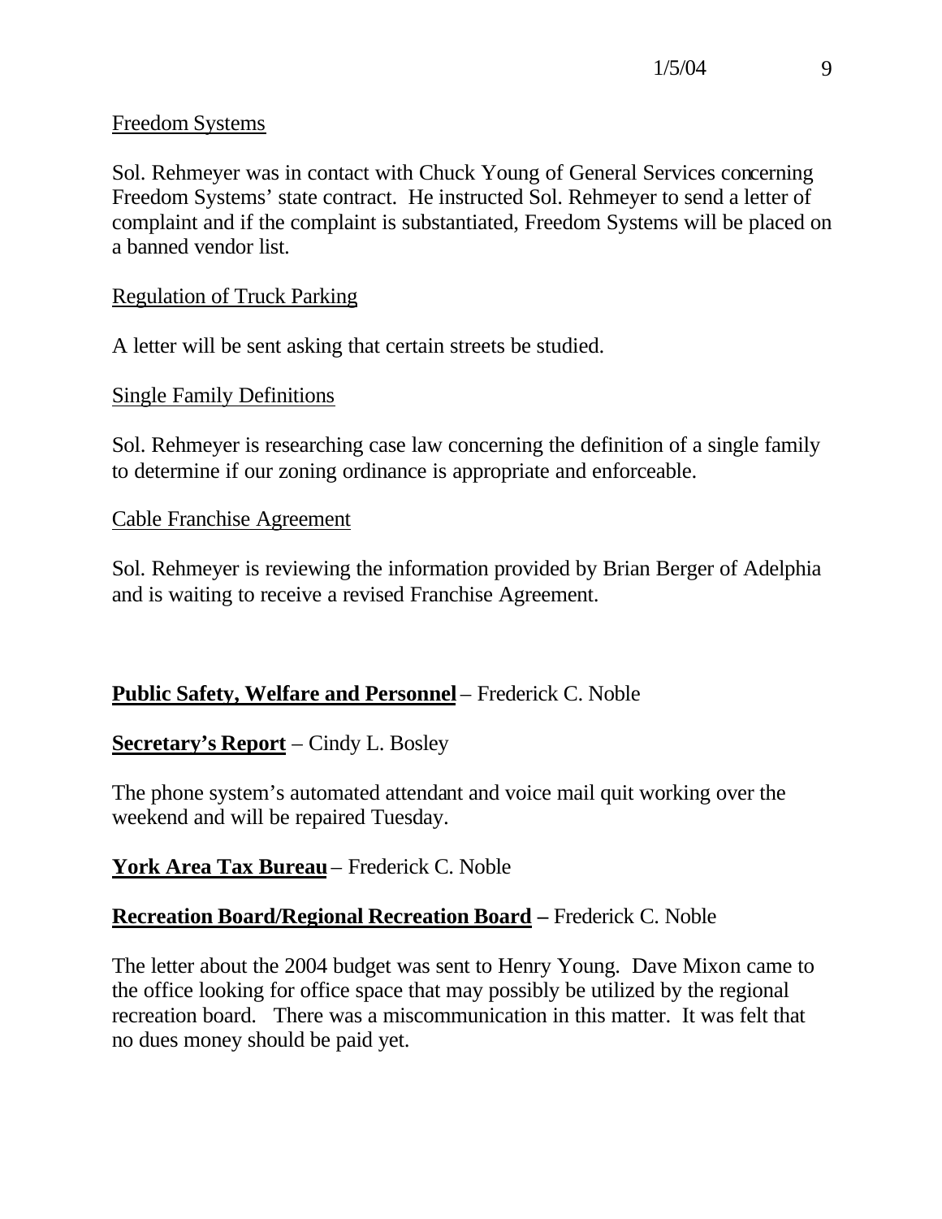Freedom Systems

Sol. Rehmeyer was in contact with Chuck Young of General Services concerning Freedom Systems' state contract. He instructed Sol. Rehmeyer to send a letter of complaint and if the complaint is substantiated, Freedom Systems will be placed on a banned vendor list.

Regulation of Truck Parking

A letter will be sent asking that certain streets be studied.

Single Family Definitions

Sol. Rehmeyer is researching case law concerning the definition of a single family to determine if our zoning ordinance is appropriate and enforceable.

Cable Franchise Agreement

Sol. Rehmeyer is reviewing the information provided by Brian Berger of Adelphia and is waiting to receive a revised Franchise Agreement.

**Public Safety, Welfare and Personnel** – Frederick C. Noble

**Secretary's Report** – Cindy L. Bosley

The phone system's automated attendant and voice mail quit working over the weekend and will be repaired Tuesday.

**York Area Tax Bureau** – Frederick C. Noble

**Recreation Board/Regional Recreation Board –** Frederick C. Noble

The letter about the 2004 budget was sent to Henry Young. Dave Mixon came to the office looking for office space that may possibly be utilized by the regional recreation board. There was a miscommunication in this matter. It was felt that no dues money should be paid yet.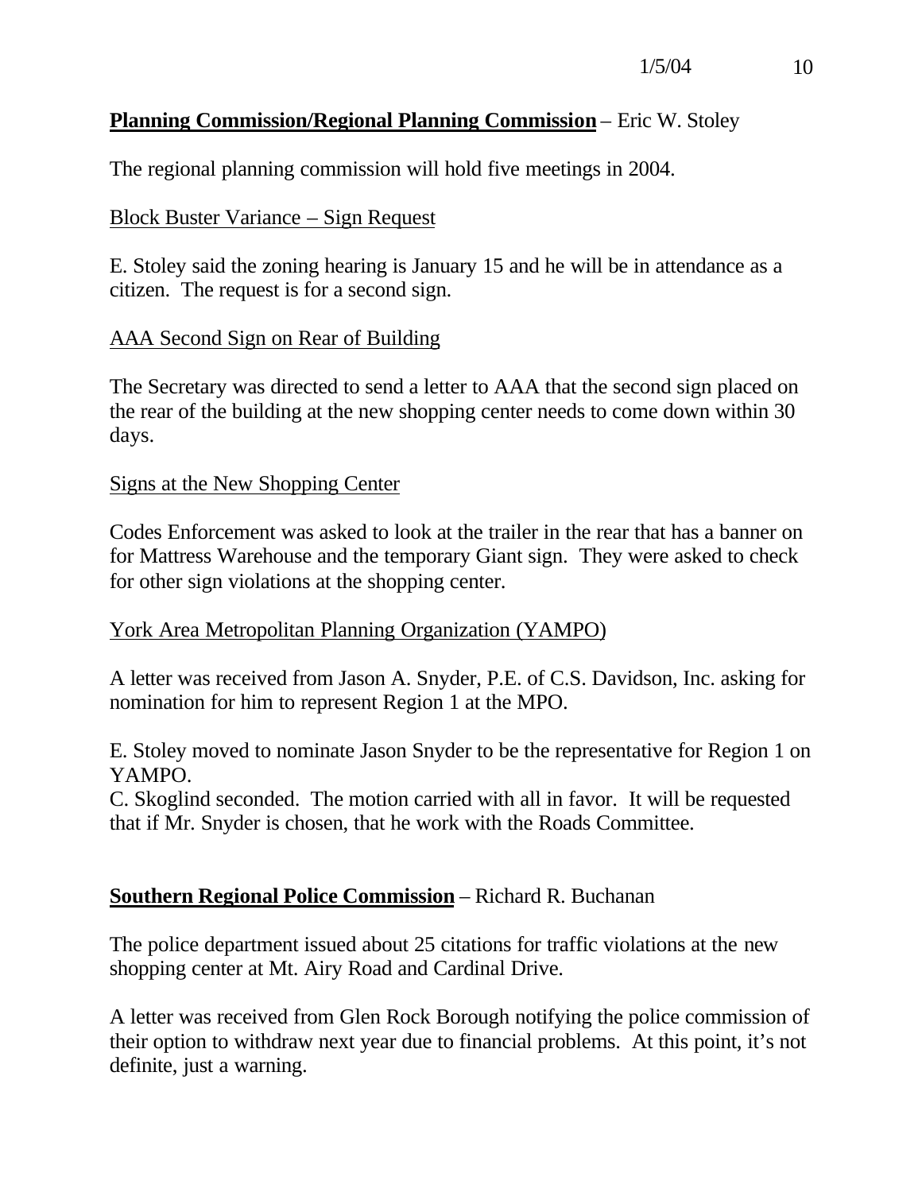**<u>Planning Commission/Regional Planning Commission</u>** – Eric W. Stoley

The regional planning commission will hold five meetings in 2004.

<u>Block Buster Variance – Sign Request</u>

E. Stoley said the zoning hearing is January 15 and he will be in attendance as a citizen. The request is for a second sign.

<u>AAA Second Sign on Rear of Building</u>

The Secretary was directed to send a letter to AAA that the second sign placed on the rear of the building at the new shopping center needs to come down within 30 days.

<u>Signs at the New Shopping Center</u>

Codes Enforcement was asked to look at the trailer in the rear that has a banner on for Mattress Warehouse and the temporary Giant sign. They were asked to check for other sign violations at the shopping center.

<u>York Area Metropolitan Planning Organization (YAMPO)</u>

A letter was received from Jason A. Snyder, P.E. of C.S. Davidson, Inc. asking for nomination for him to represent Region 1 at the MPO.

E. Stoley moved to nominate Jason Snyder to be the representative for Region 1 on YAMPO.
C. Skoglind seconded. The motion carried with all in favor. It will be requested that if Mr. Snyder is chosen, that he work with the Roads Committee.

**<u>Southern Regional Police Commission</u>** – Richard R. Buchanan

The police department issued about 25 citations for traffic violations at the new shopping center at Mt. Airy Road and Cardinal Drive.

A letter was received from Glen Rock Borough notifying the police commission of their option to withdraw next year due to financial problems. At this point, it's not definite, just a warning.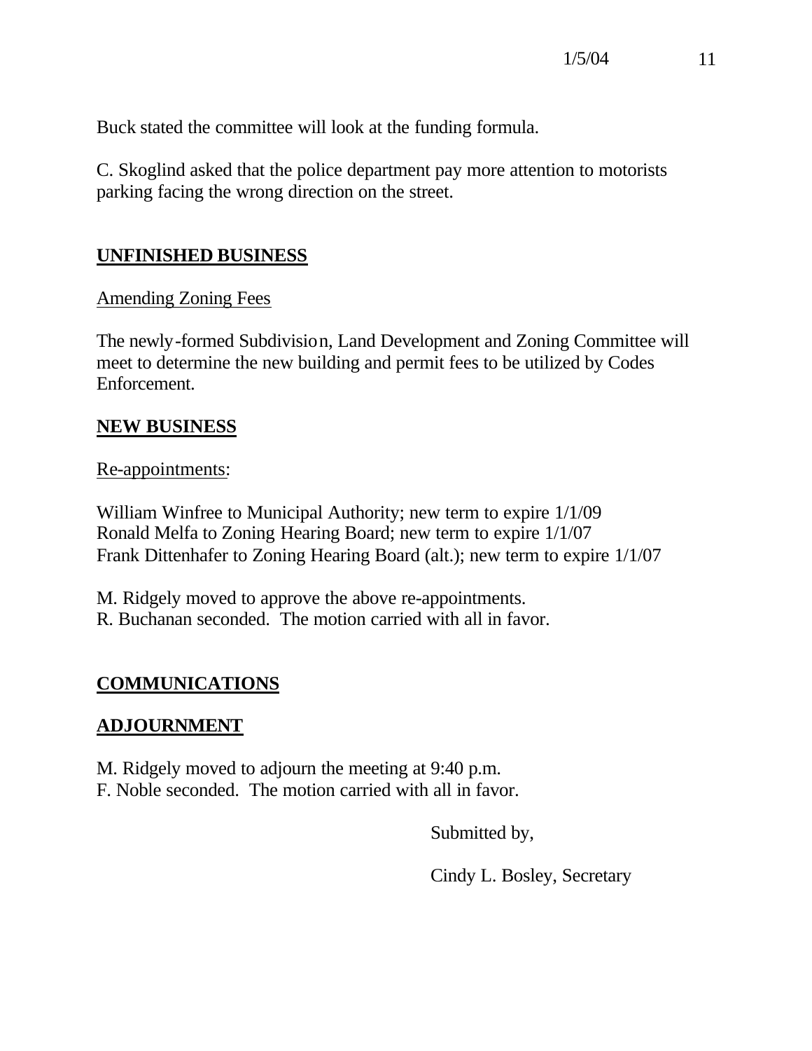Buck stated the committee will look at the funding formula.

C. Skoglind asked that the police department pay more attention to motorists parking facing the wrong direction on the street.

## UNFINISHED BUSINESS

Amending Zoning Fees

The newly-formed Subdivision, Land Development and Zoning Committee will meet to determine the new building and permit fees to be utilized by Codes Enforcement.

## NEW BUSINESS

Re-appointments:

William Winfree to Municipal Authority; new term to expire 1/1/09
Ronald Melfa to Zoning Hearing Board; new term to expire 1/1/07
Frank Dittenhafer to Zoning Hearing Board (alt.); new term to expire 1/1/07

M. Ridgely moved to approve the above re-appointments.
R. Buchanan seconded. The motion carried with all in favor.

## COMMUNICATIONS

## ADJOURNMENT

M. Ridgely moved to adjourn the meeting at 9:40 p.m.
F. Noble seconded. The motion carried with all in favor.

Submitted by,

Cindy L. Bosley, Secretary